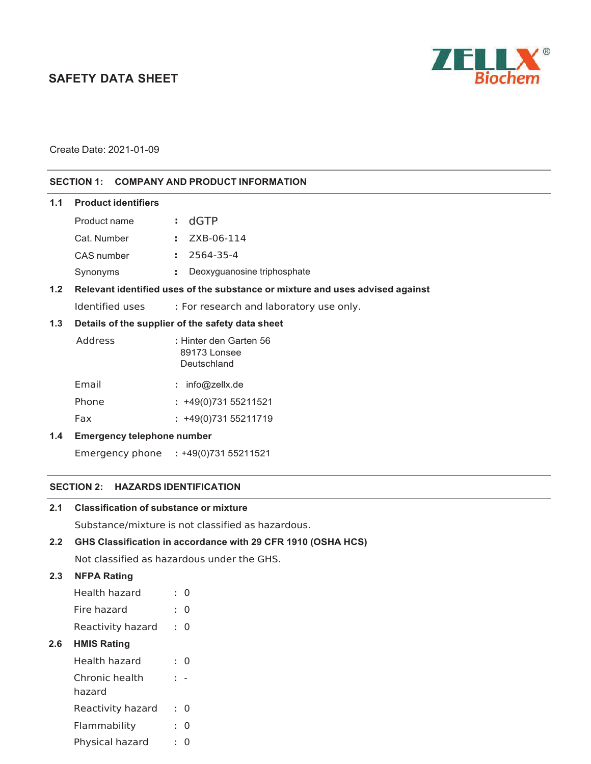# SAFETY DATA SHEET

ZELLX® Biochem

Create Date: 2021-01-09

## SECTION 1: COMPANY AND PRODUCT INFORMATION

### 1.1 Product identifiers

Product name : dGTP

Cat. Number : ZXB-06-114

CAS number : 2564-35-4

Synonyms : Deoxyguanosine triphosphate

### 1.2 Relevant identified uses of the substance or mixture and uses advised against

Identified uses : For research and laboratory use only.

### 1.3 Details of the supplier of the safety data sheet

Address : Hinter den Garten 56
89173 Lonsee
Deutschland

Email : info@zellx.de

Phone : +49(0)731 55211521

Fax : +49(0)731 55211719

### 1.4 Emergency telephone number

Emergency phone : +49(0)731 55211521

## SECTION 2: HAZARDS IDENTIFICATION

### 2.1 Classification of substance or mixture

Substance/mixture is not classified as hazardous.

### 2.2 GHS Classification in accordance with 29 CFR 1910 (OSHA HCS)

Not classified as hazardous under the GHS.

### 2.3 NFPA Rating

Health hazard : 0

Fire hazard : 0

Reactivity hazard : 0

### 2.6 HMIS Rating

Health hazard : 0

Chronic health hazard : -

Reactivity hazard : 0

Flammability : 0

Physical hazard : 0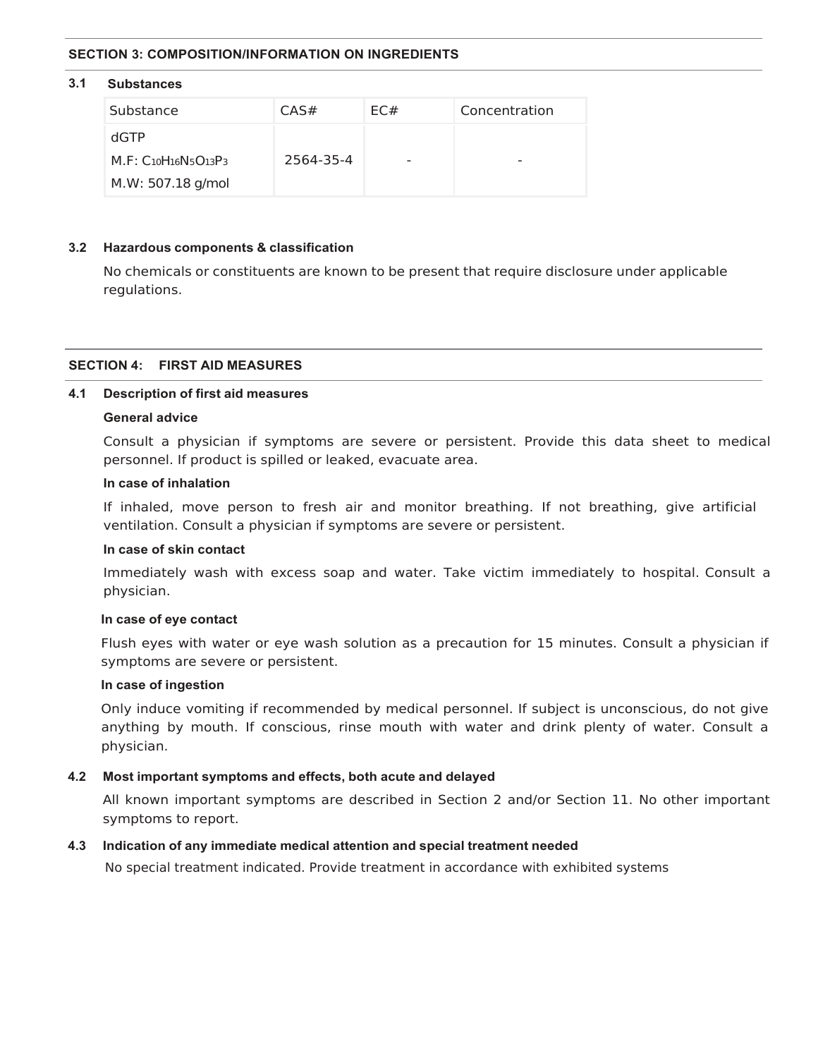## SECTION 3: COMPOSITION/INFORMATION ON INGREDIENTS

### 3.1 Substances

| Substance | CAS# | EC# | Concentration |
|---|---|---|---|
| dGTP<br>M.F: $C_{10}H_{16}N_5O_{13}P_3$<br>M.W: 507.18 g/mol | 2564-35-4 | - | - |

### 3.2 Hazardous components & classification

No chemicals or constituents are known to be present that require disclosure under applicable regulations.

## SECTION 4: FIRST AID MEASURES

### 4.1 Description of first aid measures

**General advice**

Consult a physician if symptoms are severe or persistent. Provide this data sheet to medical personnel. If product is spilled or leaked, evacuate area.

**In case of inhalation**

If inhaled, move person to fresh air and monitor breathing. If not breathing, give artificial ventilation. Consult a physician if symptoms are severe or persistent.

**In case of skin contact**

Immediately wash with excess soap and water. Take victim immediately to hospital. Consult a physician.

**In case of eye contact**

Flush eyes with water or eye wash solution as a precaution for 15 minutes. Consult a physician if symptoms are severe or persistent.

**In case of ingestion**

Only induce vomiting if recommended by medical personnel. If subject is unconscious, do not give anything by mouth. If conscious, rinse mouth with water and drink plenty of water. Consult a physician.

### 4.2 Most important symptoms and effects, both acute and delayed

All known important symptoms are described in Section 2 and/or Section 11. No other important symptoms to report.

### 4.3 Indication of any immediate medical attention and special treatment needed

No special treatment indicated. Provide treatment in accordance with exhibited systems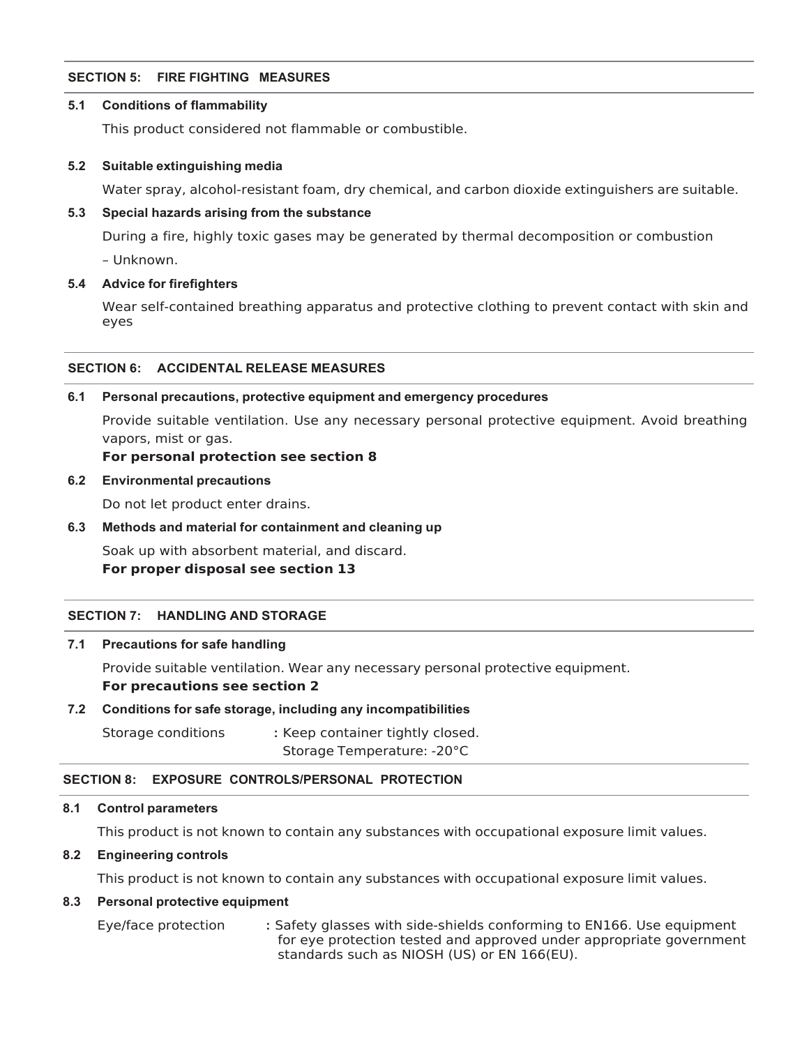## SECTION 5: FIRE FIGHTING MEASURES

### 5.1 Conditions of flammability

This product considered not flammable or combustible.

### 5.2 Suitable extinguishing media

Water spray, alcohol-resistant foam, dry chemical, and carbon dioxide extinguishers are suitable.

### 5.3 Special hazards arising from the substance

During a fire, highly toxic gases may be generated by thermal decomposition or combustion

– Unknown.

### 5.4 Advice for firefighters

Wear self-contained breathing apparatus and protective clothing to prevent contact with skin and eyes

## SECTION 6: ACCIDENTAL RELEASE MEASURES

### 6.1 Personal precautions, protective equipment and emergency procedures

Provide suitable ventilation. Use any necessary personal protective equipment. Avoid breathing vapors, mist or gas.

**For personal protection see section 8**

### 6.2 Environmental precautions

Do not let product enter drains.

### 6.3 Methods and material for containment and cleaning up

Soak up with absorbent material, and discard.

**For proper disposal see section 13**

## SECTION 7: HANDLING AND STORAGE

### 7.1 Precautions for safe handling

Provide suitable ventilation. Wear any necessary personal protective equipment.

**For precautions see section 2**

### 7.2 Conditions for safe storage, including any incompatibilities

Storage conditions : Keep container tightly closed.
Storage Temperature: -20°C

## SECTION 8: EXPOSURE CONTROLS/PERSONAL PROTECTION

### 8.1 Control parameters

This product is not known to contain any substances with occupational exposure limit values.

### 8.2 Engineering controls

This product is not known to contain any substances with occupational exposure limit values.

### 8.3 Personal protective equipment

Eye/face protection : Safety glasses with side-shields conforming to EN166. Use equipment for eye protection tested and approved under appropriate government standards such as NIOSH (US) or EN 166(EU).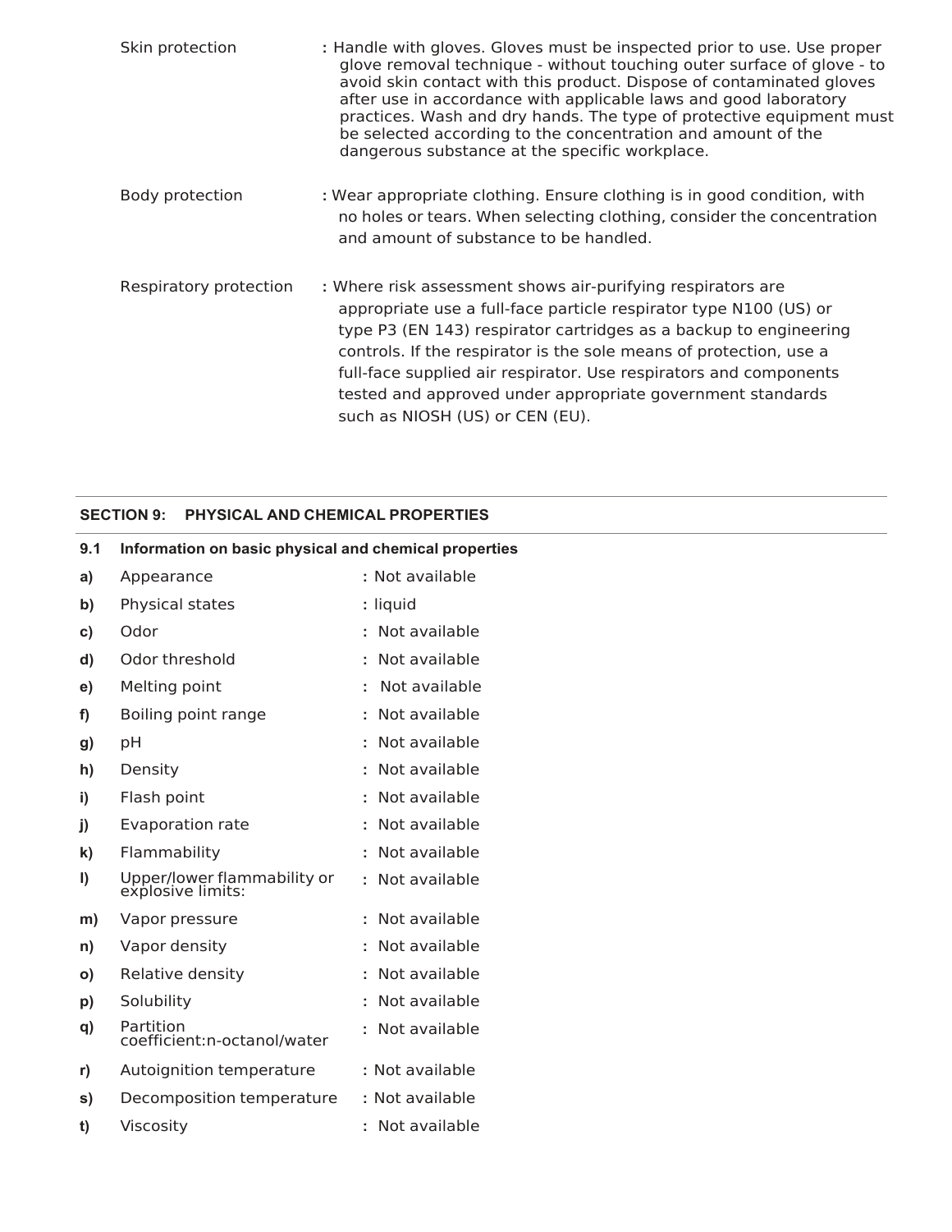Skin protection : Handle with gloves. Gloves must be inspected prior to use. Use proper glove removal technique - without touching outer surface of glove - to avoid skin contact with this product. Dispose of contaminated gloves after use in accordance with applicable laws and good laboratory practices. Wash and dry hands. The type of protective equipment must be selected according to the concentration and amount of the dangerous substance at the specific workplace.

Body protection : Wear appropriate clothing. Ensure clothing is in good condition, with no holes or tears. When selecting clothing, consider the concentration and amount of substance to be handled.

Respiratory protection : Where risk assessment shows air-purifying respirators are appropriate use a full-face particle respirator type N100 (US) or type P3 (EN 143) respirator cartridges as a backup to engineering controls. If the respirator is the sole means of protection, use a full-face supplied air respirator. Use respirators and components tested and approved under appropriate government standards such as NIOSH (US) or CEN (EU).

## SECTION 9: PHYSICAL AND CHEMICAL PROPERTIES

**9.1 Information on basic physical and chemical properties**

**a)** Appearance : Not available

**b)** Physical states : liquid

**c)** Odor : Not available

**d)** Odor threshold : Not available

**e)** Melting point : Not available

**f)** Boiling point range : Not available

**g)** pH : Not available

**h)** Density : Not available

**i)** Flash point : Not available

**j)** Evaporation rate : Not available

**k)** Flammability : Not available

**l)** Upper/lower flammability or explosive limits: : Not available

**m)** Vapor pressure : Not available

**n)** Vapor density : Not available

**o)** Relative density : Not available

**p)** Solubility : Not available

**q)** Partition coefficient:n-octanol/water : Not available

**r)** Autoignition temperature : Not available

**s)** Decomposition temperature : Not available

**t)** Viscosity : Not available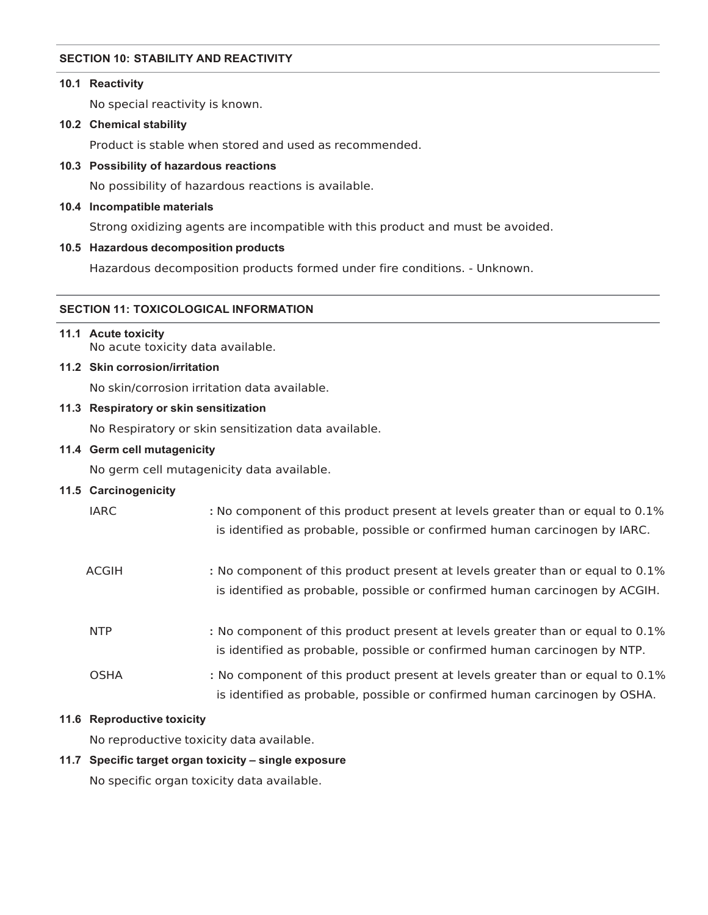## SECTION 10: STABILITY AND REACTIVITY

### 10.1 Reactivity

No special reactivity is known.

### 10.2 Chemical stability

Product is stable when stored and used as recommended.

### 10.3 Possibility of hazardous reactions

No possibility of hazardous reactions is available.

### 10.4 Incompatible materials

Strong oxidizing agents are incompatible with this product and must be avoided.

### 10.5 Hazardous decomposition products

Hazardous decomposition products formed under fire conditions. - Unknown.

## SECTION 11: TOXICOLOGICAL INFORMATION

### 11.1 Acute toxicity

No acute toxicity data available.

### 11.2 Skin corrosion/irritation

No skin/corrosion irritation data available.

### 11.3 Respiratory or skin sensitization

No Respiratory or skin sensitization data available.

### 11.4 Germ cell mutagenicity

No germ cell mutagenicity data available.

### 11.5 Carcinogenicity

IARC : No component of this product present at levels greater than or equal to 0.1% is identified as probable, possible or confirmed human carcinogen by IARC.

ACGIH : No component of this product present at levels greater than or equal to 0.1% is identified as probable, possible or confirmed human carcinogen by ACGIH.

NTP : No component of this product present at levels greater than or equal to 0.1% is identified as probable, possible or confirmed human carcinogen by NTP.

OSHA : No component of this product present at levels greater than or equal to 0.1% is identified as probable, possible or confirmed human carcinogen by OSHA.

### 11.6 Reproductive toxicity

No reproductive toxicity data available.

### 11.7 Specific target organ toxicity – single exposure

No specific organ toxicity data available.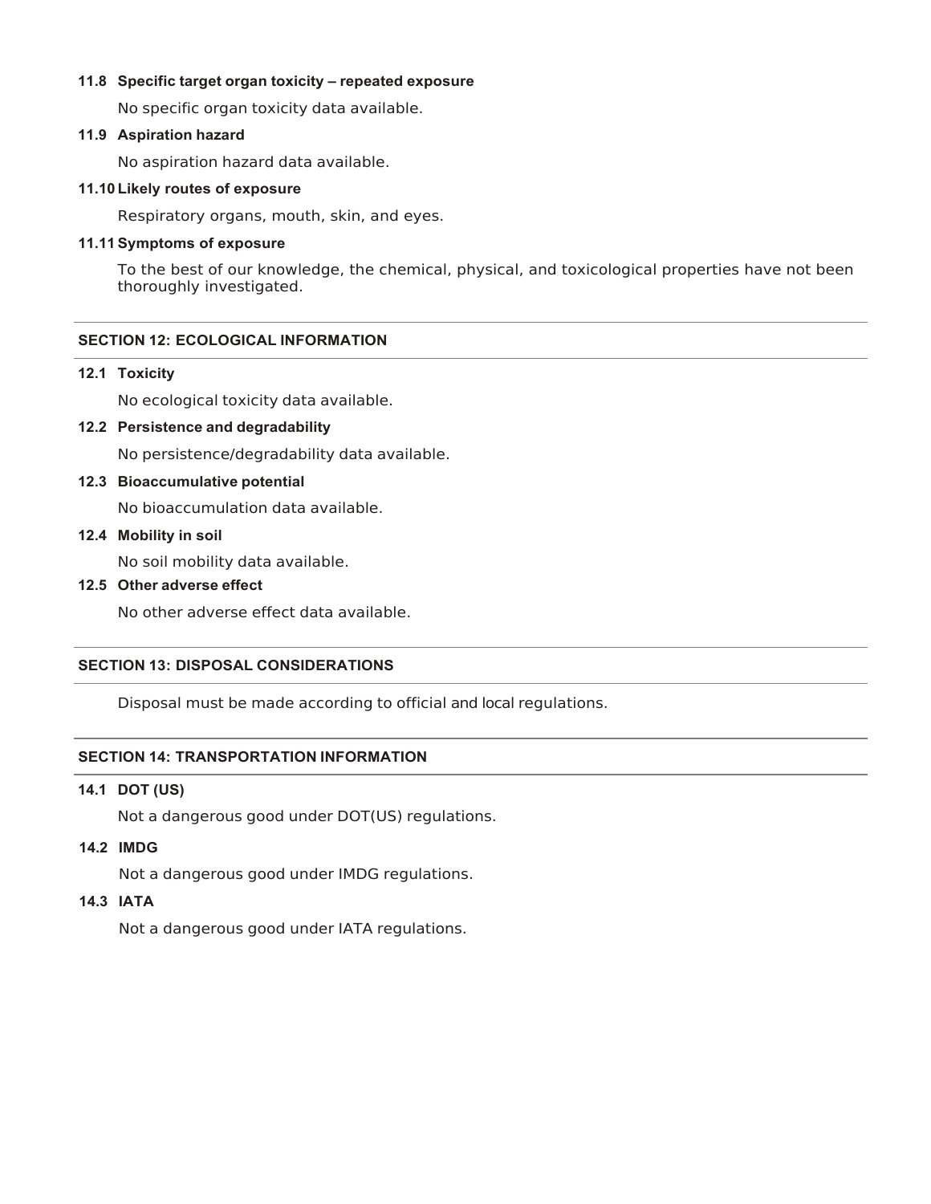**11.8 Specific target organ toxicity – repeated exposure**

No specific organ toxicity data available.

**11.9 Aspiration hazard**

No aspiration hazard data available.

**11.10 Likely routes of exposure**

Respiratory organs, mouth, skin, and eyes.

**11.11 Symptoms of exposure**

To the best of our knowledge, the chemical, physical, and toxicological properties have not been thoroughly investigated.

## SECTION 12: ECOLOGICAL INFORMATION

**12.1 Toxicity**

No ecological toxicity data available.

**12.2 Persistence and degradability**

No persistence/degradability data available.

**12.3 Bioaccumulative potential**

No bioaccumulation data available.

**12.4 Mobility in soil**

No soil mobility data available.

**12.5 Other adverse effect**

No other adverse effect data available.

## SECTION 13: DISPOSAL CONSIDERATIONS

Disposal must be made according to official and local regulations.

## SECTION 14: TRANSPORTATION INFORMATION

**14.1 DOT (US)**

Not a dangerous good under DOT(US) regulations.

**14.2 IMDG**

Not a dangerous good under IMDG regulations.

**14.3 IATA**

Not a dangerous good under IATA regulations.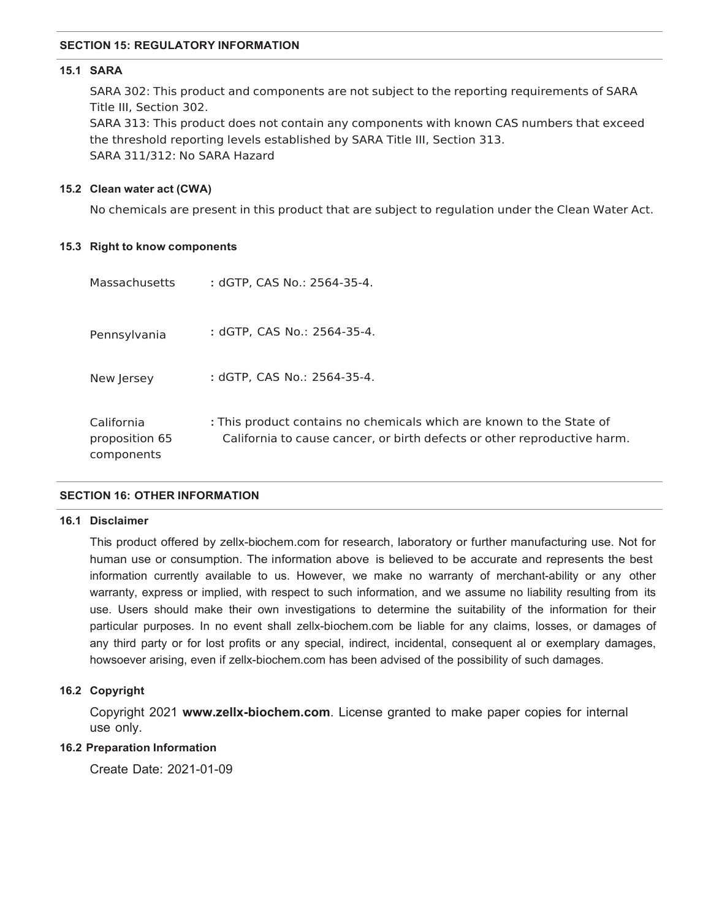## SECTION 15: REGULATORY INFORMATION

### 15.1 SARA

SARA 302: This product and components are not subject to the reporting requirements of SARA Title III, Section 302.
SARA 313: This product does not contain any components with known CAS numbers that exceed the threshold reporting levels established by SARA Title III, Section 313.
SARA 311/312: No SARA Hazard

### 15.2 Clean water act (CWA)

No chemicals are present in this product that are subject to regulation under the Clean Water Act.

### 15.3 Right to know components

| | |
|---|---|
| Massachusetts | : dGTP, CAS No.: 2564-35-4. |
| Pennsylvania | : dGTP, CAS No.: 2564-35-4. |
| New Jersey | : dGTP, CAS No.: 2564-35-4. |
| California proposition 65 components | : This product contains no chemicals which are known to the State of California to cause cancer, or birth defects or other reproductive harm. |

## SECTION 16: OTHER INFORMATION

### 16.1 Disclaimer

This product offered by zellx-biochem.com for research, laboratory or further manufacturing use. Not for human use or consumption. The information above is believed to be accurate and represents the best information currently available to us. However, we make no warranty of merchant-ability or any other warranty, express or implied, with respect to such information, and we assume no liability resulting from its use. Users should make their own investigations to determine the suitability of the information for their particular purposes. In no event shall zellx-biochem.com be liable for any claims, losses, or damages of any third party or for lost profits or any special, indirect, incidental, consequent al or exemplary damages, howsoever arising, even if zellx-biochem.com has been advised of the possibility of such damages.

### 16.2 Copyright

Copyright 2021 **www.zellx-biochem.com**. License granted to make paper copies for internal use only.

### 16.2 Preparation Information

Create Date: 2021-01-09